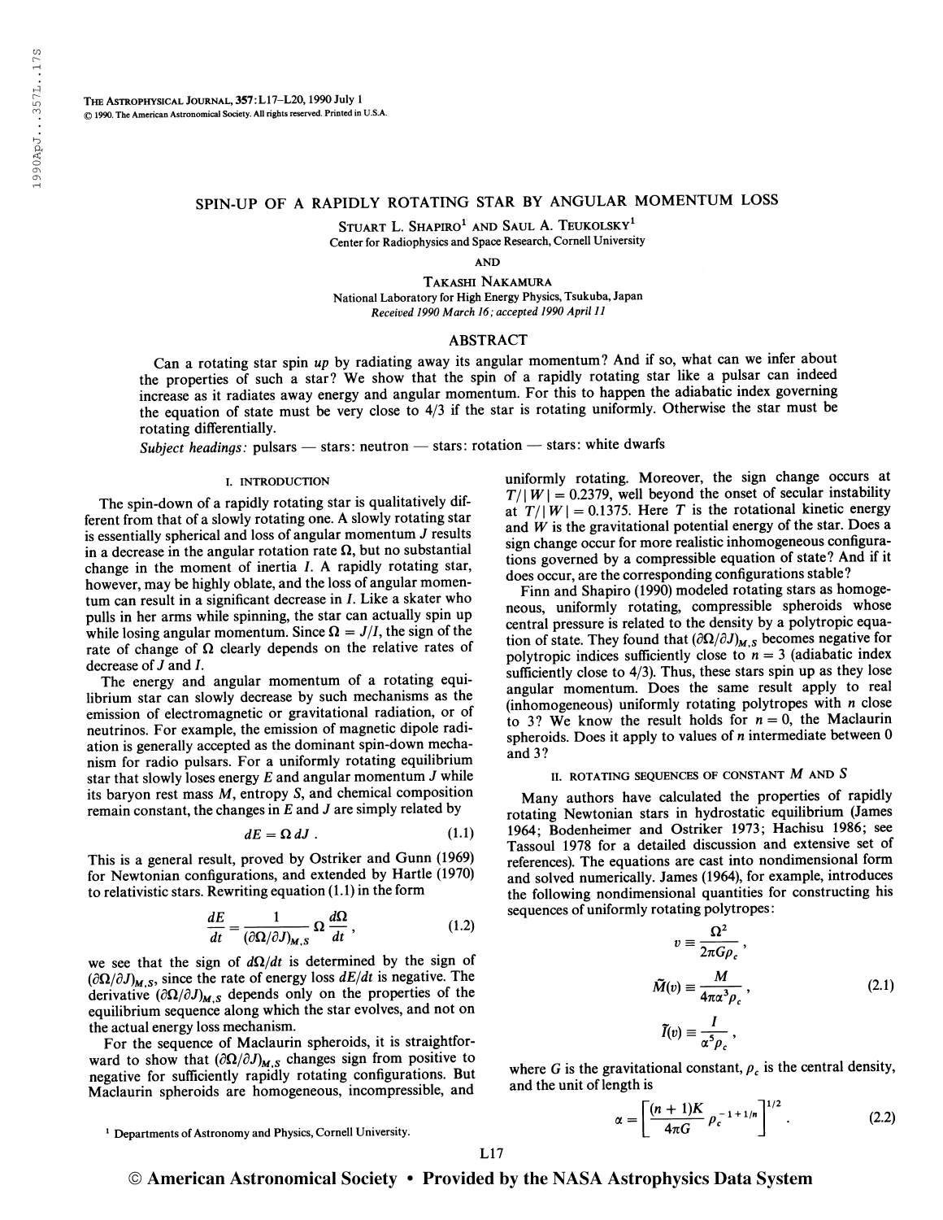# SPIN-UP OF A RAPIDLY ROTATING STAR BY ANGULAR MOMENTUM LOSS

Stuart L. Shapiro[1] and Saul A. Teukolsky[1]
Center for Radiophysics and Space Research, Cornell University

and

Takashi Nakamura
National Laboratory for High Energy Physics, Tsukuba, Japan
*Received 1990 March 16; accepted 1990 April 11*

## ABSTRACT

Can a rotating star spin *up* by radiating away its angular momentum? And if so, what can we infer about the properties of such a star? We show that the spin of a rapidly rotating star like a pulsar can indeed increase as it radiates away energy and angular momentum. For this to happen the adiabatic index governing the equation of state must be very close to 4/3 if the star is rotating uniformly. Otherwise the star must be rotating differentially.

*Subject headings:* pulsars — stars: neutron — stars: rotation — stars: white dwarfs

## I. INTRODUCTION

The spin-down of a rapidly rotating star is qualitatively different from that of a slowly rotating one. A slowly rotating star is essentially spherical and loss of angular momentum $J$ results in a decrease in the angular rotation rate $\Omega$, but no substantial change in the moment of inertia $I$. A rapidly rotating star, however, may be highly oblate, and the loss of angular momentum can result in a significant decrease in $I$. Like a skater who pulls in her arms while spinning, the star can actually spin up while losing angular momentum. Since $\Omega = J/I$, the sign of the rate of change of $\Omega$ clearly depends on the relative rates of decrease of $J$ and $I$.

The energy and angular momentum of a rotating equilibrium star can slowly decrease by such mechanisms as the emission of electromagnetic or gravitational radiation, or of neutrinos. For example, the emission of magnetic dipole radiation is generally accepted as the dominant spin-down mechanism for radio pulsars. For a uniformly rotating equilibrium star that slowly loses energy $E$ and angular momentum $J$ while its baryon rest mass $M$, entropy $S$, and chemical composition remain constant, the changes in $E$ and $J$ are simply related by

$$dE = \Omega \, dJ \, . \tag{1.1}$$

This is a general result, proved by Ostriker and Gunn (1969) for Newtonian configurations, and extended by Hartle (1970) to relativistic stars. Rewriting equation (1.1) in the form

$$\frac{dE}{dt} = \frac{1}{(\partial\Omega/\partial J)_{M,S}} \, \Omega \, \frac{d\Omega}{dt} \, , \tag{1.2}$$

we see that the sign of $d\Omega/dt$ is determined by the sign of $(\partial\Omega/\partial J)_{M,S}$, since the rate of energy loss $dE/dt$ is negative. The derivative $(\partial\Omega/\partial J)_{M,S}$ depends only on the properties of the equilibrium sequence along which the star evolves, and not on the actual energy loss mechanism.

For the sequence of Maclaurin spheroids, it is straightforward to show that $(\partial\Omega/\partial J)_{M,S}$ changes sign from positive to negative for sufficiently rapidly rotating configurations. But Maclaurin spheroids are homogeneous, incompressible, and uniformly rotating. Moreover, the sign change occurs at $T/|W| = 0.2379$, well beyond the onset of secular instability at $T/|W| = 0.1375$. Here $T$ is the rotational kinetic energy and $W$ is the gravitational potential energy of the star. Does a sign change occur for more realistic inhomogeneous configurations governed by a compressible equation of state? And if it does occur, are the corresponding configurations stable?

Finn and Shapiro (1990) modeled rotating stars as homogeneous, uniformly rotating, compressible spheroids whose central pressure is related to the density by a polytropic equation of state. They found that $(\partial\Omega/\partial J)_{M,S}$ becomes negative for polytropic indices sufficiently close to $n = 3$ (adiabatic index sufficiently close to 4/3). Thus, these stars spin up as they lose angular momentum. Does the same result apply to real (inhomogeneous) uniformly rotating polytropes with $n$ close to 3? We know the result holds for $n = 0$, the Maclaurin spheroids. Does it apply to values of $n$ intermediate between 0 and 3?

## II. ROTATING SEQUENCES OF CONSTANT $M$ AND $S$

Many authors have calculated the properties of rapidly rotating Newtonian stars in hydrostatic equilibrium (James 1964; Bodenheimer and Ostriker 1973; Hachisu 1986; see Tassoul 1978 for a detailed discussion and extensive set of references). The equations are cast into nondimensional form and solved numerically. James (1964), for example, introduces the following nondimensional quantities for constructing his sequences of uniformly rotating polytropes:

$$v \equiv \frac{\Omega^2}{2\pi G \rho_c} \, ,$$

$$\tilde{M}(v) \equiv \frac{M}{4\pi\alpha^3 \rho_c} \, , \tag{2.1}$$

$$\tilde{I}(v) \equiv \frac{I}{\alpha^5 \rho_c} \, ,$$

where $G$ is the gravitational constant, $\rho_c$ is the central density, and the unit of length is

$$\alpha = \left[\frac{(n+1)K}{4\pi G} \rho_c^{-1+1/n}\right]^{1/2} . \tag{2.2}$$

[1] Departments of Astronomy and Physics, Cornell University.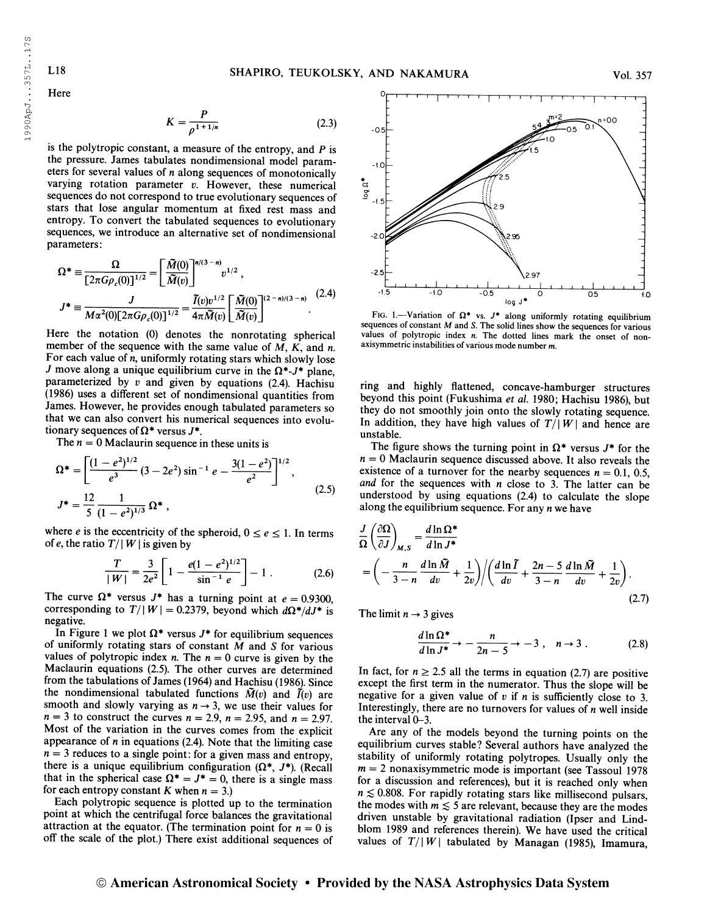Here

$$K = \frac{P}{\rho^{1+1/n}} \tag{2.3}$$

is the polytropic constant, a measure of the entropy, and $P$ is the pressure. James tabulates nondimensional model parameters for several values of $n$ along sequences of monotonically varying rotation parameter $v$. However, these numerical sequences do not correspond to true evolutionary sequences of stars that lose angular momentum at fixed rest mass and entropy. To convert the tabulated sequences to evolutionary sequences, we introduce an alternative set of nondimensional parameters:

$$\Omega^* \equiv \frac{\Omega}{[2\pi G\rho_c(0)]^{1/2}} = \left[\frac{\tilde{M}(0)}{\tilde{M}(v)}\right]^{n/(3-n)} v^{1/2} ,$$
$$J^* \equiv \frac{J}{M\alpha^2(0)[2\pi G\rho_c(0)]^{1/2}} = \frac{\tilde{I}(v)v^{1/2}}{4\pi\tilde{M}(v)}\left[\frac{\tilde{M}(0)}{\tilde{M}(v)}\right]^{(2-n)/(3-n)} . \tag{2.4}$$

Here the notation (0) denotes the nonrotating spherical member of the sequence with the same value of $M$, $K$, and $n$. For each value of $n$, uniformly rotating stars which slowly lose $J$ move along a unique equilibrium curve in the $\Omega^*$-$J^*$ plane, parameterized by $v$ and given by equations (2.4). Hachisu (1986) uses a different set of nondimensional quantities from James. However, he provides enough tabulated parameters so that we can also convert his numerical sequences into evolutionary sequences of $\Omega^*$ versus $J^*$.

The $n = 0$ Maclaurin sequence in these units is

$$\Omega^* = \left[\frac{(1-e^2)^{1/2}}{e^3}(3-2e^2)\sin^{-1} e - \frac{3(1-e^2)}{e^2}\right]^{1/2} ,$$
$$J^* = \frac{12}{5}\frac{1}{(1-e^2)^{1/3}}\Omega^* , \tag{2.5}$$

where $e$ is the eccentricity of the spheroid, $0 \le e \le 1$. In terms of $e$, the ratio $T/|W|$ is given by

$$\frac{T}{|W|} = \frac{3}{2e^2}\left[1 - \frac{e(1-e^2)^{1/2}}{\sin^{-1} e}\right] - 1 . \tag{2.6}$$

The curve $\Omega^*$ versus $J^*$ has a turning point at $e = 0.9300$, corresponding to $T/|W| = 0.2379$, beyond which $d\Omega^*/dJ^*$ is negative.

In Figure 1 we plot $\Omega^*$ versus $J^*$ for equilibrium sequences of uniformly rotating stars of constant $M$ and $S$ for various values of polytropic index $n$. The $n = 0$ curve is given by the Maclaurin equations (2.5). The other curves are determined from the tabulations of James (1964) and Hachisu (1986). Since the nondimensional tabulated functions $\tilde{M}(v)$ and $\tilde{I}(v)$ are smooth and slowly varying as $n \to 3$, we use their values for $n = 3$ to construct the curves $n = 2.9$, $n = 2.95$, and $n = 2.97$. Most of the variation in the curves comes from the explicit appearance of $n$ in equations (2.4). Note that the limiting case $n = 3$ reduces to a single point: for a given mass and entropy, there is a unique equilibrium configuration ($\Omega^*$, $J^*$). (Recall that in the spherical case $\Omega^* = J^* = 0$, there is a single mass for each entropy constant $K$ when $n = 3$.)

Each polytropic sequence is plotted up to the termination point at which the centrifugal force balances the gravitational attraction at the equator. (The termination point for $n = 0$ is off the scale of the plot.) There exist additional sequences of ring and highly flattened, concave-hamburger structures beyond this point (Fukushima *et al.* 1980; Hachisu 1986), but they do not smoothly join onto the slowly rotating sequence. In addition, they have high values of $T/|W|$ and hence are unstable.

FIG. 1.—Variation of $\Omega^*$ vs. $J^*$ along uniformly rotating equilibrium sequences of constant $M$ and $S$. The solid lines show the sequences for various values of polytropic index $n$. The dotted lines mark the onset of nonaxisymmetric instabilities of various mode number $m$.

The figure shows the turning point in $\Omega^*$ versus $J^*$ for the $n = 0$ Maclaurin sequence discussed above. It also reveals the existence of a turnover for the nearby sequences $n = 0.1$, 0.5, *and* for the sequences with $n$ close to 3. The latter can be understood by using equations (2.4) to calculate the slope along the equilibrium sequence. For any $n$ we have

$$\frac{J}{\Omega}\left(\frac{\partial\Omega}{\partial J}\right)_{M,S} = \frac{d\ln\Omega^*}{d\ln J^*}$$
$$= \left(-\frac{n}{3-n}\frac{d\ln\tilde{M}}{dv} + \frac{1}{2v}\right)\bigg/\left(\frac{d\ln\tilde{I}}{dv} + \frac{2n-5}{3-n}\frac{d\ln\tilde{M}}{dv} + \frac{1}{2v}\right). \tag{2.7}$$

The limit $n \to 3$ gives

$$\frac{d\ln\Omega^*}{d\ln J^*} \to -\frac{n}{2n-5} \to -3 , \quad n \to 3 . \tag{2.8}$$

In fact, for $n \ge 2.5$ all the terms in equation (2.7) are positive except the first term in the numerator. Thus the slope will be negative for a given value of $v$ if $n$ is sufficiently close to 3. Interestingly, there are no turnovers for values of $n$ well inside the interval 0–3.

Are any of the models beyond the turning points on the equilibrium curves stable? Several authors have analyzed the stability of uniformly rotating polytropes. Usually only the $m = 2$ nonaxisymmetric mode is important (see Tassoul 1978 for a discussion and references), but it is reached only when $n \lesssim 0.808$. For rapidly rotating stars like millisecond pulsars, the modes with $m \lesssim 5$ are relevant, because they are the modes driven unstable by gravitational radiation (Ipser and Lindblom 1989 and references therein). We have used the critical values of $T/|W|$ tabulated by Managan (1985), Imamura,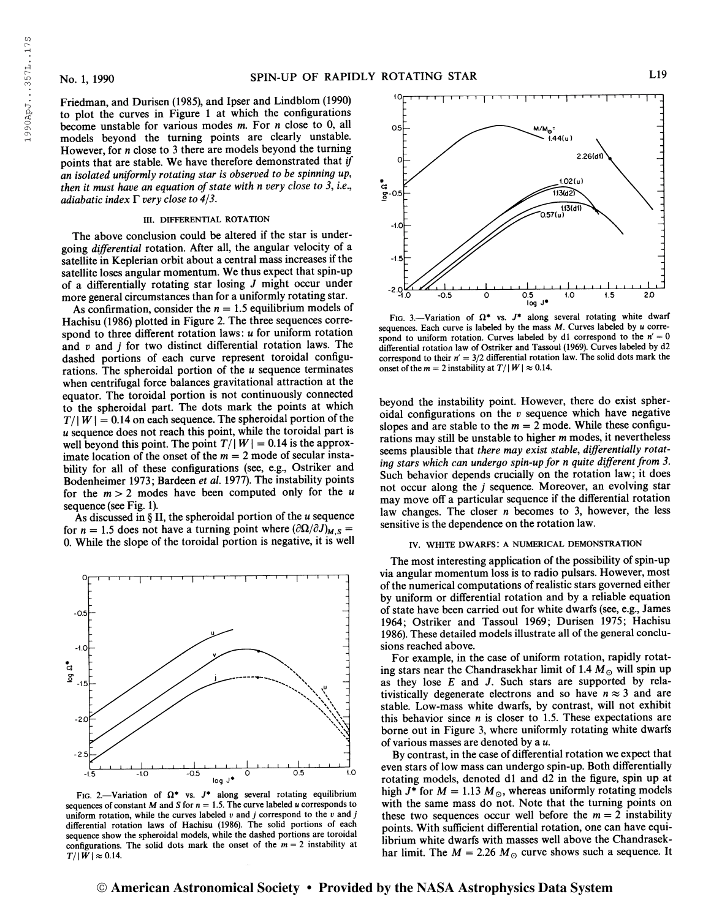Friedman, and Durisen (1985), and Ipser and Lindblom (1990) to plot the curves in Figure 1 at which the configurations become unstable for various modes $m$. For $n$ close to 0, all models beyond the turning points are clearly unstable. However, for $n$ close to 3 there are models beyond the turning points that are stable. We have therefore demonstrated that *if an isolated uniformly rotating star is observed to be spinning up, then it must have an equation of state with n very close to 3, i.e., adiabatic index $\Gamma$ very close to 4/3.*

## III. DIFFERENTIAL ROTATION

The above conclusion could be altered if the star is undergoing *differential* rotation. After all, the angular velocity of a satellite in Keplerian orbit about a central mass increases if the satellite loses angular momentum. We thus expect that spin-up of a differentially rotating star losing $J$ might occur under more general circumstances than for a uniformly rotating star.

As confirmation, consider the $n = 1.5$ equilibrium models of Hachisu (1986) plotted in Figure 2. The three sequences correspond to three different rotation laws: $u$ for uniform rotation and $v$ and $j$ for two distinct differential rotation laws. The dashed portions of each curve represent toroidal configurations. The spheroidal portion of the $u$ sequence terminates when centrifugal force balances gravitational attraction at the equator. The toroidal portion is not continuously connected to the spheroidal part. The dots mark the points at which $T/|W| = 0.14$ on each sequence. The spheroidal portion of the $u$ sequence does not reach this point, while the toroidal part is well beyond this point. The point $T/|W| = 0.14$ is the approximate location of the onset of the $m = 2$ mode of secular instability for all of these configurations (see, e.g., Ostriker and Bodenheimer 1973; Bardeen *et al.* 1977). The instability points for the $m > 2$ modes have been computed only for the $u$ sequence (see Fig. 1).

As discussed in § II, the spheroidal portion of the $u$ sequence for $n = 1.5$ does not have a turning point where $(\partial\Omega/\partial J)_{M,S} = 0$. While the slope of the toroidal portion is negative, it is well beyond the instability point. However, there do exist spheroidal configurations on the $v$ sequence which have negative slopes and are stable to the $m = 2$ mode. While these configurations may still be unstable to higher $m$ modes, it nevertheless seems plausible that *there may exist stable, differentially rotating stars which can undergo spin-up for n quite different from 3.* Such behavior depends crucially on the rotation law; it does not occur along the $j$ sequence. Moreover, an evolving star may move off a particular sequence if the differential rotation law changes. The closer $n$ becomes to 3, however, the less sensitive is the dependence on the rotation law.

FIG. 2.—Variation of $\Omega^*$ vs. $J^*$ along several rotating equilibrium sequences of constant $M$ and $S$ for $n = 1.5$. The curve labeled $u$ corresponds to uniform rotation, while the curves labeled $v$ and $j$ correspond to the $v$ and $j$ differential rotation laws of Hachisu (1986). The solid portions of each sequence show the spheroidal models, while the dashed portions are toroidal configurations. The solid dots mark the onset of the $m = 2$ instability at $T/|W| \approx 0.14$.

FIG. 3.—Variation of $\Omega^*$ vs. $J^*$ along several rotating white dwarf sequences. Each curve is labeled by the mass $M$. Curves labeled by $u$ correspond to uniform rotation. Curves labeled by d1 correspond to the $n' = 0$ differential rotation law of Ostriker and Tassoul (1969). Curves labeled by d2 correspond to their $n' = 3/2$ differential rotation law. The solid dots mark the onset of the $m = 2$ instability at $T/|W| \approx 0.14$.

## IV. WHITE DWARFS: A NUMERICAL DEMONSTRATION

The most interesting application of the possibility of spin-up via angular momentum loss is to radio pulsars. However, most of the numerical computations of realistic stars governed either by uniform or differential rotation and by a reliable equation of state have been carried out for white dwarfs (see, e.g., James 1964; Ostriker and Tassoul 1969; Durisen 1975; Hachisu 1986). These detailed models illustrate all of the general conclusions reached above.

For example, in the case of uniform rotation, rapidly rotating stars near the Chandrasekhar limit of 1.4 $M_\odot$ will spin up as they lose $E$ and $J$. Such stars are supported by relativistically degenerate electrons and so have $n \approx 3$ and are stable. Low-mass white dwarfs, by contrast, will not exhibit this behavior since $n$ is closer to 1.5. These expectations are borne out in Figure 3, where uniformly rotating white dwarfs of various masses are denoted by a $u$.

By contrast, in the case of differential rotation we expect that even stars of low mass can undergo spin-up. Both differentially rotating models, denoted d1 and d2 in the figure, spin up at high $J^*$ for $M = 1.13\ M_\odot$, whereas uniformly rotating models with the same mass do not. Note that the turning points on these two sequences occur well before the $m = 2$ instability points. With sufficient differential rotation, one can have equilibrium white dwarfs with masses well above the Chandrasekhar limit. The $M = 2.26\ M_\odot$ curve shows such a sequence. It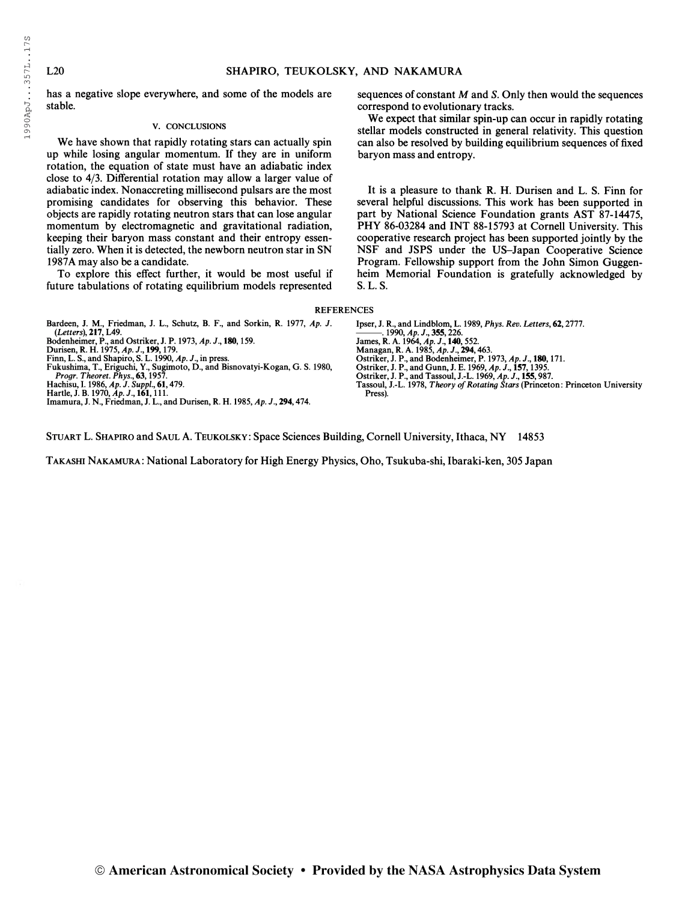has a negative slope everywhere, and some of the models are stable.

## V. CONCLUSIONS

We have shown that rapidly rotating stars can actually spin up while losing angular momentum. If they are in uniform rotation, the equation of state must have an adiabatic index close to 4/3. Differential rotation may allow a larger value of adiabatic index. Nonaccreting millisecond pulsars are the most promising candidates for observing this behavior. These objects are rapidly rotating neutron stars that can lose angular momentum by electromagnetic and gravitational radiation, keeping their baryon mass constant and their entropy essentially zero. When it is detected, the newborn neutron star in SN 1987A may also be a candidate.

To explore this effect further, it would be most useful if future tabulations of rotating equilibrium models represented sequences of constant $M$ and $S$. Only then would the sequences correspond to evolutionary tracks.

We expect that similar spin-up can occur in rapidly rotating stellar models constructed in general relativity. This question can also be resolved by building equilibrium sequences of fixed baryon mass and entropy.

It is a pleasure to thank R. H. Durisen and L. S. Finn for several helpful discussions. This work has been supported in part by National Science Foundation grants AST 87-14475, PHY 86-03284 and INT 88-15793 at Cornell University. This cooperative research project has been supported jointly by the NSF and JSPS under the US–Japan Cooperative Science Program. Fellowship support from the John Simon Guggenheim Memorial Foundation is gratefully acknowledged by S. L. S.

## REFERENCES

Bardeen, J. M., Friedman, J. L., Schutz, B. F., and Sorkin, R. 1977, *Ap. J. (Letters)*, **217**, L49.
Bodenheimer, P., and Ostriker, J. P. 1973, *Ap. J.*, **180**, 159.
Durisen, R. H. 1975, *Ap. J.*, **199**, 179.
Finn, L. S., and Shapiro, S. L. 1990, *Ap. J.*, in press.
Fukushima, T., Eriguchi, Y., Sugimoto, D., and Bisnovatyi-Kogan, G. S. 1980, *Progr. Theoret. Phys.*, **63**, 1957.
Hachisu, I. 1986, *Ap. J. Suppl.*, **61**, 479.
Hartle, J. B. 1970, *Ap. J.*, **161**, 111.
Imamura, J. N., Friedman, J. L., and Durisen, R. H. 1985, *Ap. J.*, **294**, 474.
Ipser, J. R., and Lindblom, L. 1989, *Phys. Rev. Letters*, **62**, 2777.
———. 1990, *Ap. J.*, **355**, 226.
James, R. A. 1964, *Ap. J.*, **140**, 552.
Managan, R. A. 1985, *Ap. J.*, **294**, 463.
Ostriker, J. P., and Bodenheimer, P. 1973, *Ap. J.*, **180**, 171.
Ostriker, J. P., and Gunn, J. E. 1969, *Ap. J.*, **157**, 1395.
Ostriker, J. P., and Tassoul, J.-L. 1969, *Ap. J.*, **155**, 987.
Tassoul, J.-L. 1978, *Theory of Rotating Stars* (Princeton: Princeton University Press).

Stuart L. Shapiro and Saul A. Teukolsky: Space Sciences Building, Cornell University, Ithaca, NY 14853

Takashi Nakamura: National Laboratory for High Energy Physics, Oho, Tsukuba-shi, Ibaraki-ken, 305 Japan